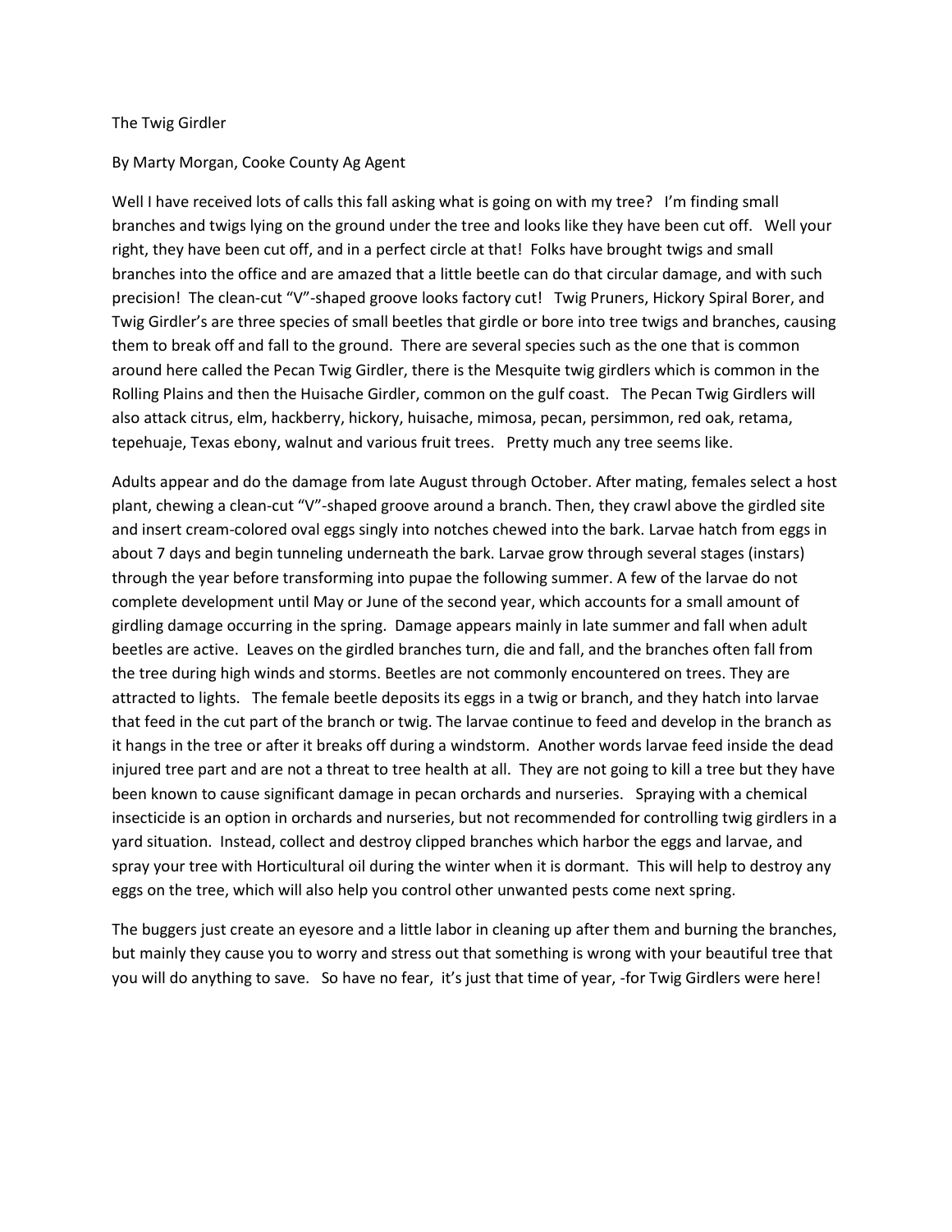# The Twig Girdler

By Marty Morgan, Cooke County Ag Agent

Well I have received lots of calls this fall asking what is going on with my tree? I'm finding small branches and twigs lying on the ground under the tree and looks like they have been cut off. Well your right, they have been cut off, and in a perfect circle at that! Folks have brought twigs and small branches into the office and are amazed that a little beetle can do that circular damage, and with such precision! The clean-cut "V"-shaped groove looks factory cut! Twig Pruners, Hickory Spiral Borer, and Twig Girdler's are three species of small beetles that girdle or bore into tree twigs and branches, causing them to break off and fall to the ground. There are several species such as the one that is common around here called the Pecan Twig Girdler, there is the Mesquite twig girdlers which is common in the Rolling Plains and then the Huisache Girdler, common on the gulf coast. The Pecan Twig Girdlers will also attack citrus, elm, hackberry, hickory, huisache, mimosa, pecan, persimmon, red oak, retama, tepehuaje, Texas ebony, walnut and various fruit trees. Pretty much any tree seems like.

Adults appear and do the damage from late August through October. After mating, females select a host plant, chewing a clean-cut "V"-shaped groove around a branch. Then, they crawl above the girdled site and insert cream-colored oval eggs singly into notches chewed into the bark. Larvae hatch from eggs in about 7 days and begin tunneling underneath the bark. Larvae grow through several stages (instars) through the year before transforming into pupae the following summer. A few of the larvae do not complete development until May or June of the second year, which accounts for a small amount of girdling damage occurring in the spring. Damage appears mainly in late summer and fall when adult beetles are active. Leaves on the girdled branches turn, die and fall, and the branches often fall from the tree during high winds and storms. Beetles are not commonly encountered on trees. They are attracted to lights. The female beetle deposits its eggs in a twig or branch, and they hatch into larvae that feed in the cut part of the branch or twig. The larvae continue to feed and develop in the branch as it hangs in the tree or after it breaks off during a windstorm. Another words larvae feed inside the dead injured tree part and are not a threat to tree health at all. They are not going to kill a tree but they have been known to cause significant damage in pecan orchards and nurseries. Spraying with a chemical insecticide is an option in orchards and nurseries, but not recommended for controlling twig girdlers in a yard situation. Instead, collect and destroy clipped branches which harbor the eggs and larvae, and spray your tree with Horticultural oil during the winter when it is dormant. This will help to destroy any eggs on the tree, which will also help you control other unwanted pests come next spring.

The buggers just create an eyesore and a little labor in cleaning up after them and burning the branches, but mainly they cause you to worry and stress out that something is wrong with your beautiful tree that you will do anything to save. So have no fear, it's just that time of year, -for Twig Girdlers were here!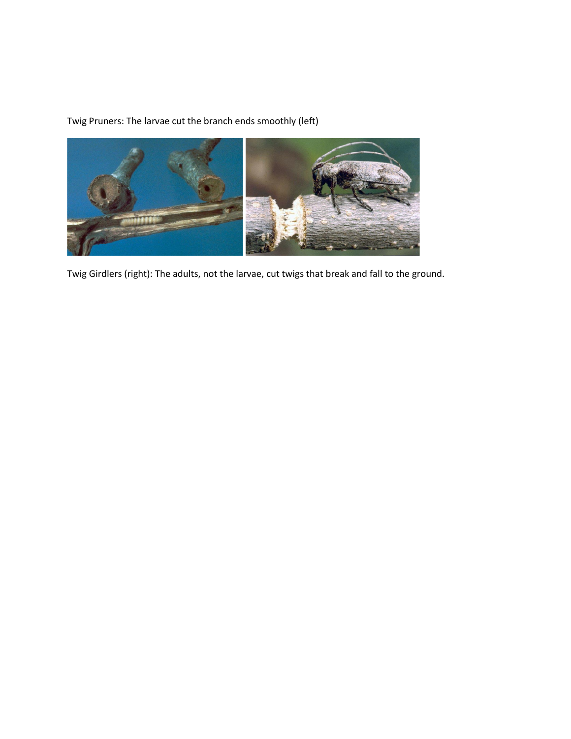Twig Pruners: The larvae cut the branch ends smoothly (left)

Twig Girdlers (right): The adults, not the larvae, cut twigs that break and fall to the ground.